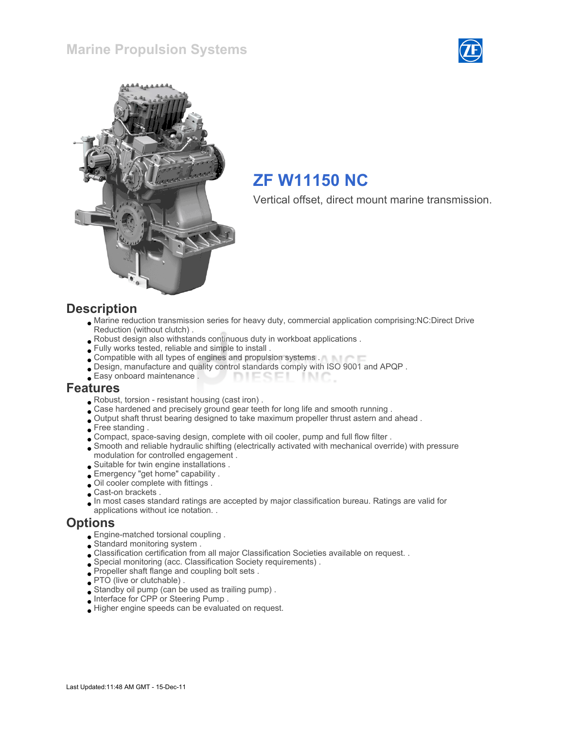# Marine Propulsion Systems

## ZF W11150 NC

Vertical offset, direct mount marine transmission.

## Description

- Marine reduction transmission series for heavy duty, commercial application comprising:NC:Direct Drive Reduction (without clutch) .
- Robust design also withstands continuous duty in workboat applications .
- Fully works tested, reliable and simple to install .
- Compatible with all types of engines and propulsion systems .
- Design, manufacture and quality control standards comply with ISO 9001 and APQP .
- Easy onboard maintenance .

## Features

- Robust, torsion - resistant housing (cast iron) .
- Case hardened and precisely ground gear teeth for long life and smooth running .
- Output shaft thrust bearing designed to take maximum propeller thrust astern and ahead .
- Free standing .
- Compact, space-saving design, complete with oil cooler, pump and full flow filter .
- Smooth and reliable hydraulic shifting (electrically activated with mechanical override) with pressure modulation for controlled engagement .
- Suitable for twin engine installations .
- Emergency "get home" capability .
- Oil cooler complete with fittings .
- Cast-on brackets .
- In most cases standard ratings are accepted by major classification bureau. Ratings are valid for applications without ice notation. .

## Options

- Engine-matched torsional coupling .
- Standard monitoring system .
- Classification certification from all major Classification Societies available on request. .
- Special monitoring (acc. Classification Society requirements) .
- Propeller shaft flange and coupling bolt sets .
- PTO (live or clutchable) .
- Standby oil pump (can be used as trailing pump) .
- Interface for CPP or Steering Pump .
- Higher engine speeds can be evaluated on request.

Last Updated:11:48 AM GMT - 15-Dec-11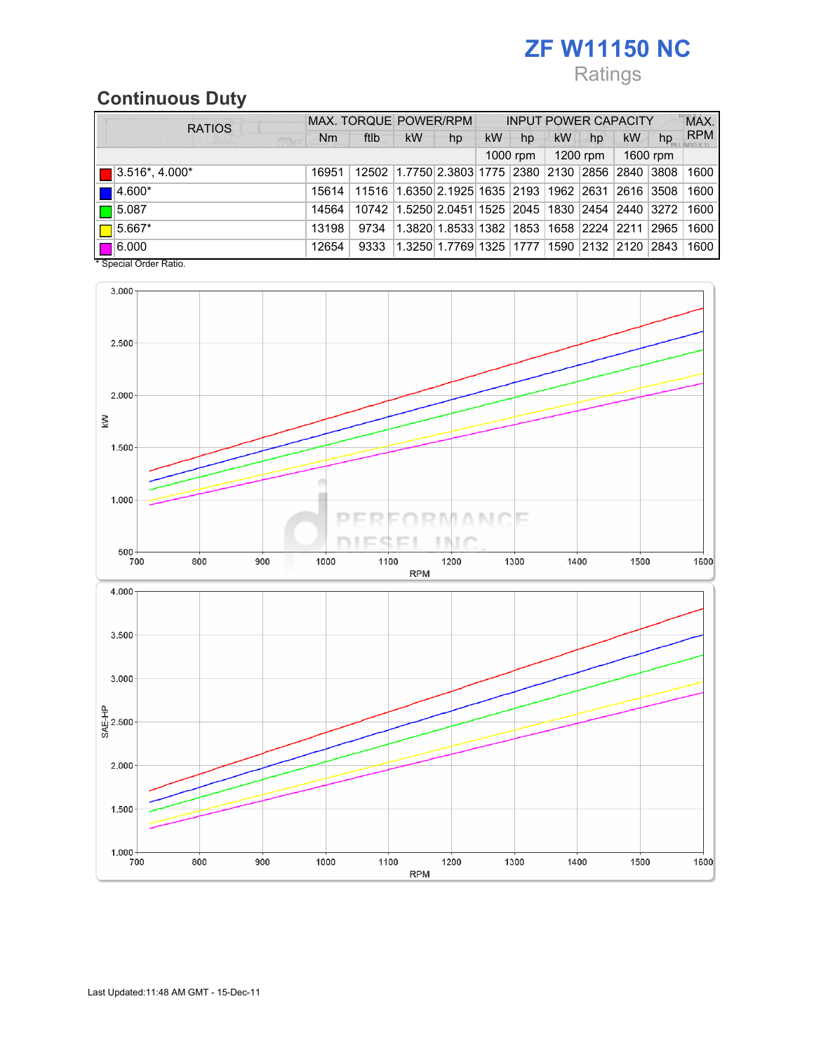# ZF W11150 NC

Ratings

## Continuous Duty

| RATIOS | MAX. TORQUE | | POWER/RPM | | INPUT POWER CAPACITY | | | | | | MAX. RPM |
|---|---|---|---|---|---|---|---|---|---|---|---|
| | Nm | ftlb | kW | hp | kW | hp | kW | hp | kW | hp | |
| | | | | | 1000 rpm | | 1200 rpm | | 1600 rpm | | |
| 3.516*, 4.000* | 16951 | 12502 | 1.7750 | 2.3803 | 1775 | 2380 | 2130 | 2856 | 2840 | 3808 | 1600 |
| 4.600* | 15614 | 11516 | 1.6350 | 2.1925 | 1635 | 2193 | 1962 | 2631 | 2616 | 3508 | 1600 |
| 5.087 | 14564 | 10742 | 1.5250 | 2.0451 | 1525 | 2045 | 1830 | 2454 | 2440 | 3272 | 1600 |
| 5.667* | 13198 | 9734 | 1.3820 | 1.8533 | 1382 | 1853 | 1658 | 2224 | 2211 | 2965 | 1600 |
| 6.000 | 12654 | 9333 | 1.3250 | 1.7769 | 1325 | 1777 | 1590 | 2132 | 2120 | 2843 | 1600 |

* Special Order Ratio.

Last Updated:11:48 AM GMT - 15-Dec-11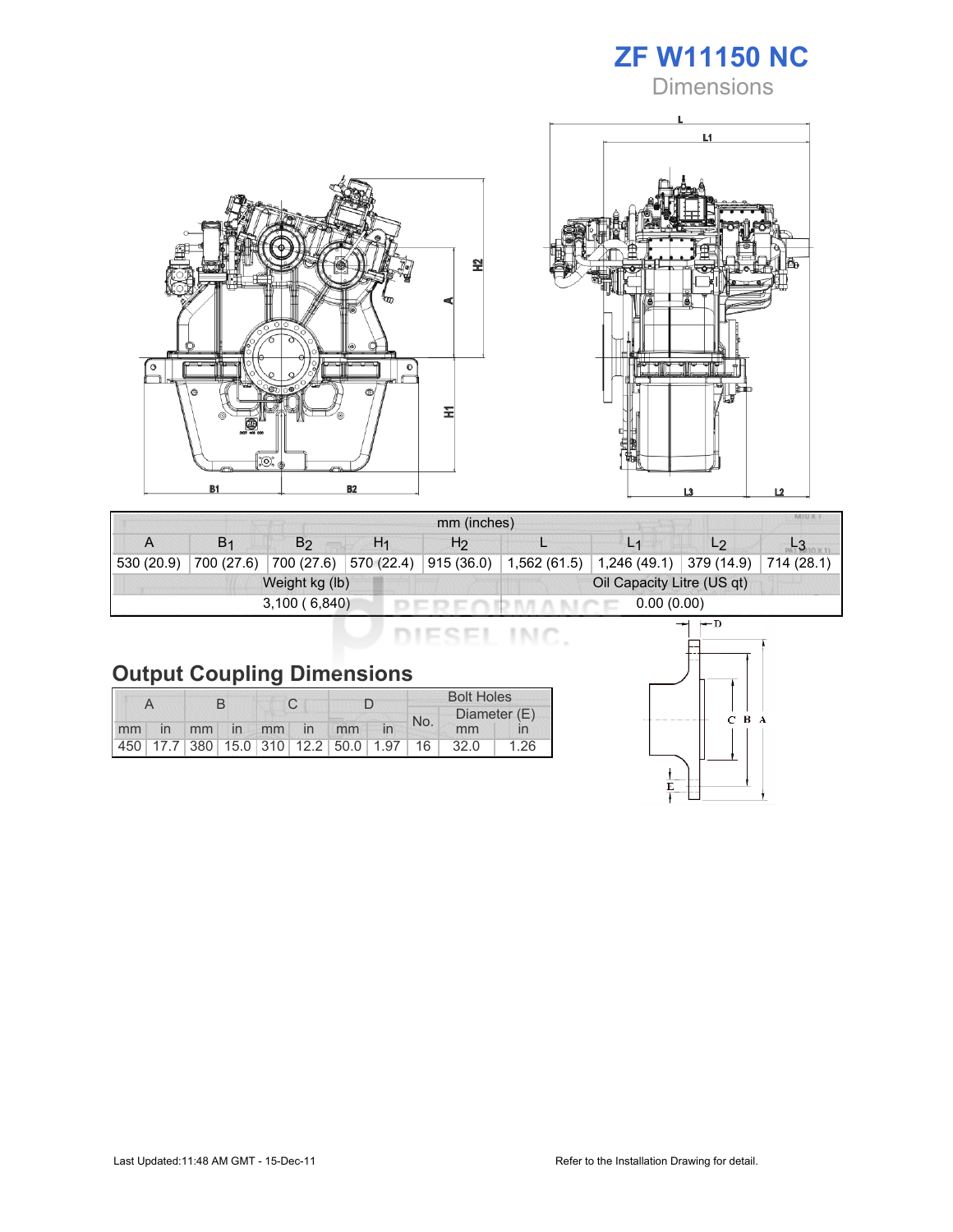# ZF W11150 NC

Dimensions

| mm (inches) | | | | | | | | |
|---|---|---|---|---|---|---|---|---|
| A | $B_1$ | $B_2$ | $H_1$ | $H_2$ | L | $L_1$ | $L_2$ | $L_3$ |
| 530 (20.9) | 700 (27.6) | 700 (27.6) | 570 (22.4) | 915 (36.0) | 1,562 (61.5) | 1,246 (49.1) | 379 (14.9) | 714 (28.1) |
| Weight kg (lb) | | | | | Oil Capacity Litre (US qt) | | | |
| 3,100 ( 6,840) | | | | | 0.00 (0.00) | | | |

## Output Coupling Dimensions

| A | | B | | C | | D | | Bolt Holes | | |
|---|---|---|---|---|---|---|---|---|---|---|
| | | | | | | | | No. | Diameter (E) | |
| mm | in | mm | in | mm | in | mm | in | | mm | in |
| 450 | 17.7 | 380 | 15.0 | 310 | 12.2 | 50.0 | 1.97 | 16 | 32.0 | 1.26 |

Last Updated:11:48 AM GMT - 15-Dec-11

Refer to the Installation Drawing for detail.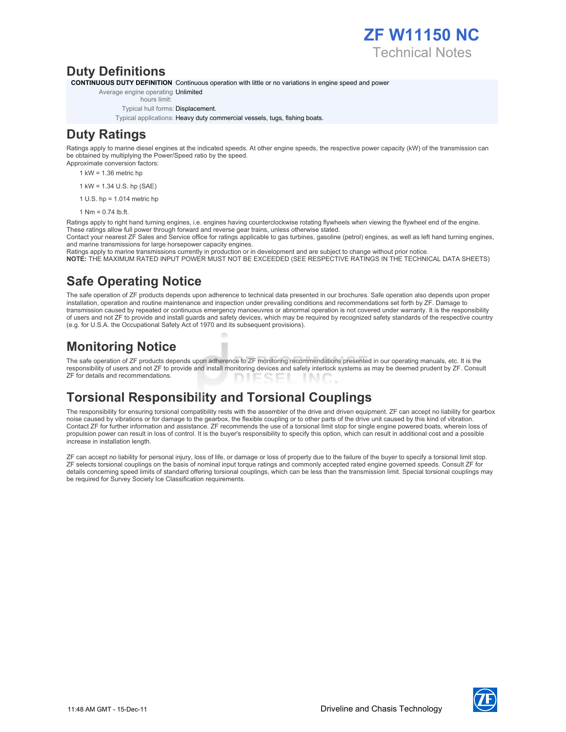# ZF W11150 NC

Technical Notes

## Duty Definitions

| | |
|---|---|
| **CONTINUOUS DUTY DEFINITION** | Continuous operation with little or no variations in engine speed and power |
| Average engine operating hours limit: | Unlimited |
| Typical hull forms: | Displacement. |
| Typical applications: | Heavy duty commercial vessels, tugs, fishing boats. |

## Duty Ratings

Ratings apply to marine diesel engines at the indicated speeds. At other engine speeds, the respective power capacity (kW) of the transmission can be obtained by multiplying the Power/Speed ratio by the speed.
Approximate conversion factors:

1 kW = 1.36 metric hp

1 kW = 1.34 U.S. hp (SAE)

1 U.S. hp = 1.014 metric hp

1 Nm = 0.74 lb.ft.

Ratings apply to right hand turning engines, i.e. engines having counterclockwise rotating flywheels when viewing the flywheel end of the engine. These ratings allow full power through forward and reverse gear trains, unless otherwise stated.
Contact your nearest ZF Sales and Service office for ratings applicable to gas turbines, gasoline (petrol) engines, as well as left hand turning engines, and marine transmissions for large horsepower capacity engines.
Ratings apply to marine transmissions currently in production or in development and are subject to change without prior notice.
**NOTE:** THE MAXIMUM RATED INPUT POWER MUST NOT BE EXCEEDED (SEE RESPECTIVE RATINGS IN THE TECHNICAL DATA SHEETS)

## Safe Operating Notice

The safe operation of ZF products depends upon adherence to technical data presented in our brochures. Safe operation also depends upon proper installation, operation and routine maintenance and inspection under prevailing conditions and recommendations set forth by ZF. Damage to transmission caused by repeated or continuous emergency manoeuvres or abnormal operation is not covered under warranty. It is the responsibility of users and not ZF to provide and install guards and safety devices, which may be required by recognized safety standards of the respective country (e.g. for U.S.A. the Occupational Safety Act of 1970 and its subsequent provisions).

## Monitoring Notice

The safe operation of ZF products depends upon adherence to ZF monitoring recommendations presented in our operating manuals, etc. It is the responsibility of users and not ZF to provide and install monitoring devices and safety interlock systems as may be deemed prudent by ZF. Consult ZF for details and recommendations.

## Torsional Responsibility and Torsional Couplings

The responsibility for ensuring torsional compatibility rests with the assembler of the drive and driven equipment. ZF can accept no liability for gearbox noise caused by vibrations or for damage to the gearbox, the flexible coupling or to other parts of the drive unit caused by this kind of vibration. Contact ZF for further information and assistance. ZF recommends the use of a torsional limit stop for single engine powered boats, wherein loss of propulsion power can result in loss of control. It is the buyer's responsibility to specify this option, which can result in additional cost and a possible increase in installation length.

ZF can accept no liability for personal injury, loss of life, or damage or loss of property due to the failure of the buyer to specify a torsional limit stop. ZF selects torsional couplings on the basis of nominal input torque ratings and commonly accepted rated engine governed speeds. Consult ZF for details concerning speed limits of standard offering torsional couplings, which can be less than the transmission limit. Special torsional couplings may be required for Survey Society Ice Classification requirements.